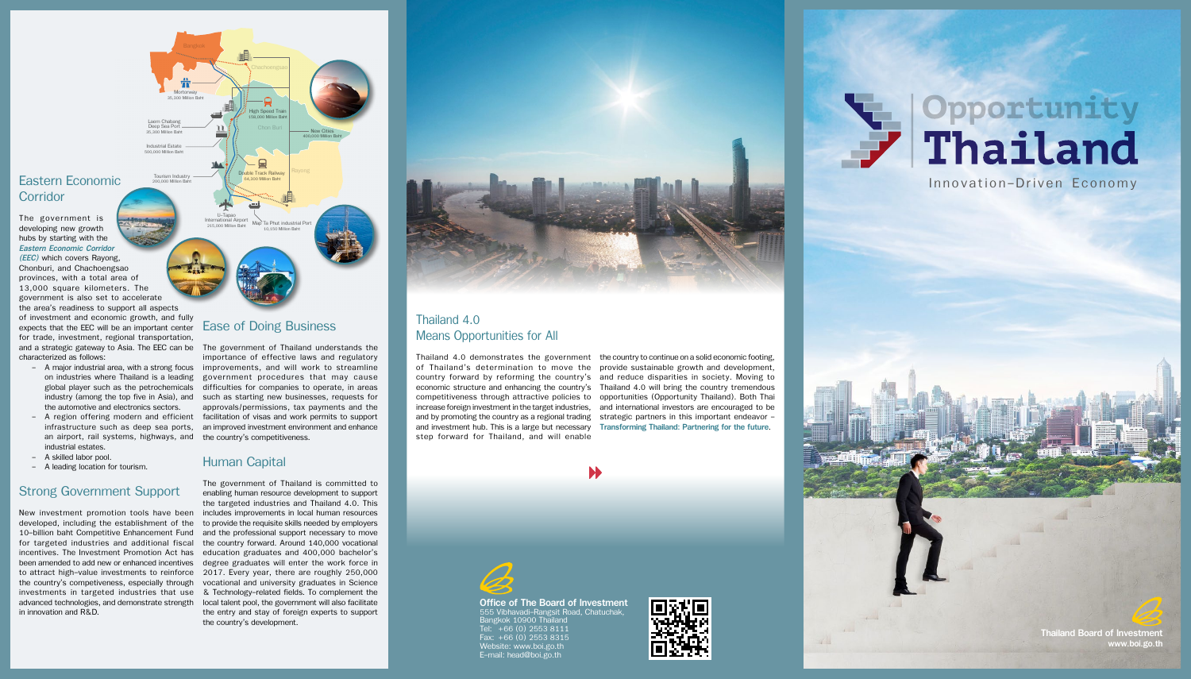## Eastern Economic Corridor

The government is developing new growth hubs by starting with the ***Eastern Economic Corridor (EEC)*** which covers Rayong, Chonburi, and Chachoengsao provinces, with a total area of 13,000 square kilometers. The government is also set to accelerate the area's readiness to support all aspects of investment and economic growth, and fully expects that the EEC will be an important center for trade, investment, regional transportation, and a strategic gateway to Asia. The EEC can be characterized as follows:

- A major industrial area, with a strong focus on industries where Thailand is a leading global player such as the petrochemicals industry (among the top five in Asia), and the automotive and electronics sectors.
- A region offering modern and efficient infrastructure such as deep sea ports, an airport, rail systems, highways, and industrial estates.
- A skilled labor pool.
- A leading location for tourism.

Bangkok
Chachoengsao
Chon Buri
Rayong
Mortorway 35,300 Million Baht
High Speed Train 158,000 Million Baht
Laem Chabang Deep Sea Port 35,300 Million Baht
New Cities 400,000 Million Baht
Industrial Estate 500,000 Million Baht
Tourism Industry 200,000 Million Baht
Double Track Railway 64,300 Million Baht
U-Tapao International Airport 215,000 Million Baht
Map Ta Phut Industrial Port 10,150 Million Baht

## Strong Government Support

New investment promotion tools have been developed, including the establishment of the 10-billion baht Competitive Enhancement Fund for targeted industries and additional fiscal incentives. The Investment Promotion Act has been amended to add new or enhanced incentives to attract high-value investments to reinforce the country's competiveness, especially through investments in targeted industries that use advanced technologies, and demonstrate strength in innovation and R&D.

## Ease of Doing Business

The government of Thailand understands the importance of effective laws and regulatory improvements, and will work to streamline government procedures that may cause difficulties for companies to operate, in areas such as starting new businesses, requests for approvals/permissions, tax payments and the facilitation of visas and work permits to support an improved investment environment and enhance the country's competitiveness.

## Human Capital

The government of Thailand is committed to enabling human resource development to support the targeted industries and Thailand 4.0. This includes improvements in local human resources to provide the requisite skills needed by employers and the professional support necessary to move the country forward. Around 140,000 vocational education graduates and 400,000 bachelor's degree graduates will enter the work force in 2017. Every year, there are roughly 250,000 vocational and university graduates in Science & Technology-related fields. To complement the local talent pool, the government will also facilitate the entry and stay of foreign experts to support the country's development.

## Thailand 4.0 Means Opportunities for All

Thailand 4.0 demonstrates the government of Thailand's determination to move the country forward by reforming the country's economic structure and enhancing the country's competitiveness through attractive policies to increase foreign investment in the target industries, and by promoting the country as a regional trading and investment hub. This is a large but necessary step forward for Thailand, and will enable the country to continue on a solid economic footing, provide sustainable growth and development, and reduce disparities in society. Moving to Thailand 4.0 will bring the country tremendous opportunities (Opportunity Thailand). Both Thai and international investors are encouraged to be strategic partners in this important endeavor – **Transforming Thailand: Partnering for the future.**

**Office of The Board of Investment**
555 Vibhavadi-Rangsit Road, Chatuchak,
Bangkok 10900 Thailand
Tel: +66 (0) 2553 8111
Fax: +66 (0) 2553 8315
Website: www.boi.go.th
E-mail: head@boi.go.th

# Opportunity Thailand

Innovation-Driven Economy

**Thailand Board of Investment**
**www.boi.go.th**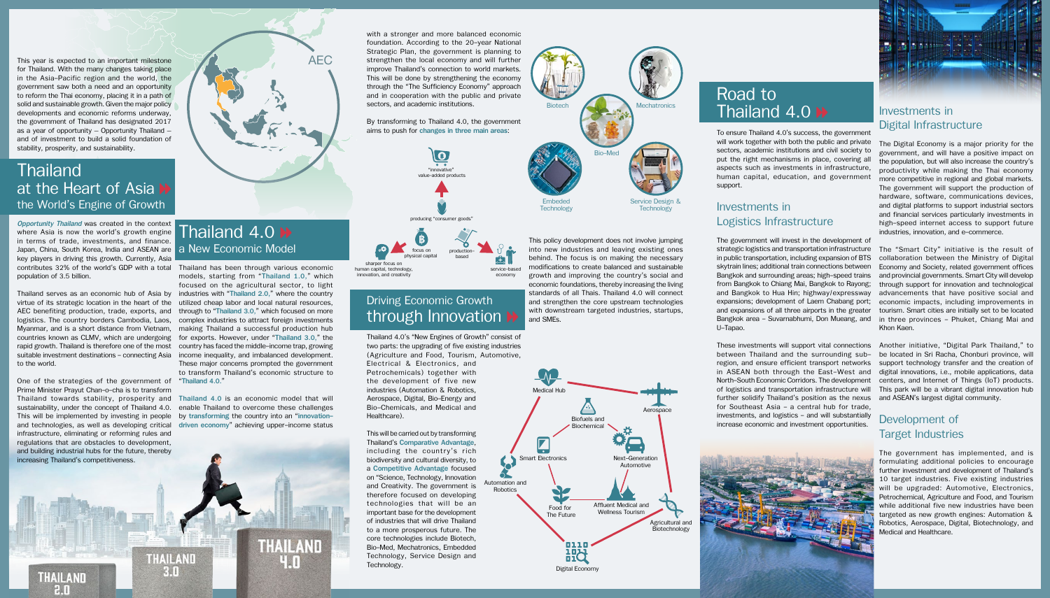This year is expected to an important milestone for Thailand. With the many changes taking place in the Asia–Pacific region and the world, the government saw both a need and an opportunity to reform the Thai economy, placing it in a path of solid and sustainable growth. Given the major policy developments and economic reforms underway, the government of Thailand has designated 2017 as a year of opportunity – Opportunity Thailand – and of investment to build a solid foundation of stability, prosperity, and sustainability.

AEC

# Thailand at the Heart of Asia

## the World's Engine of Growth

*Opportunity Thailand* was created in the context where Asia is now the world's growth engine in terms of trade, investments, and finance. Japan, China, South Korea, India and ASEAN are key players in driving this growth. Currently, Asia contributes 32% of the world's GDP with a total population of 3.5 billion.

Thailand serves as an economic hub of Asia by virtue of its strategic location in the heart of the AEC benefiting production, trade, exports, and logistics. The country borders Cambodia, Laos, Myanmar, and is a short distance from Vietnam, countries known as CLMV, which are undergoing rapid growth. Thailand is therefore one of the most suitable investment destinations – connecting Asia to the world.

One of the strategies of the government of Prime Minister Prayut Chan-o-cha is to transform Thailand towards stability, prosperity and sustainability, under the concept of Thailand 4.0. This will be implemented by investing in people and technologies, as well as developing critical infrastructure, eliminating or reforming rules and regulations that are obstacles to development, and building industrial hubs for the future, thereby increasing Thailand's competitiveness.

# Thailand 4.0

## a New Economic Model

Thailand has been through various economic models, starting from "Thailand 1.0," which focused on the agricultural sector, to light industries with "Thailand 2.0," where the country utilized cheap labor and local natural resources, through to "Thailand 3.0," which focused on more complex industries to attract foreign investments making Thailand a successful production hub for exports. However, under "Thailand 3.0," the country has faced the middle-income trap, growing income inequality, and imbalanced development. These major concerns prompted the government to transform Thailand's economic structure to "Thailand 4.0."

Thailand 4.0 is an economic model that will enable Thailand to overcome these challenges by transforming the country into an "innovation-driven economy" achieving upper-income status with a stronger and more balanced economic foundation. According to the 20-year National Strategic Plan, the government is planning to strengthen the local economy and will further improve Thailand's connection to world markets. This will be done by strengthening the economy through the "The Sufficiency Economy" approach and in cooperation with the public and private sectors, and academic institutions.

By transforming to Thailand 4.0, the government aims to push for changes in three main areas:

"innovative" value-added products

producing "consumer goods"

sharper focus on human capital, technology, innovation, and creativity

focus on physical capital

production-based

service-based economy

THAILAND 2.0

THAILAND 3.0

THAILAND 4.0

# Driving Economic Growth through Innovation

Thailand 4.0's "New Engines of Growth" consist of two parts: the upgrading of five existing industries (Agriculture and Food, Tourism, Automotive, Electrical & Electronics, and Petrochemicals) together with the development of five new industries (Automation & Robotics, Aerospace, Digital, Bio-Energy and Bio-Chemicals, and Medical and Healthcare).

This will be carried out by transforming Thailand's Comparative Advantage, including the country's rich biodiversity and cultural diversity, to a Competitive Advantage focused on "Science, Technology, Innovation and Creativity. The government is therefore focused on developing technologies that will be an important base for the development of industries that will drive Thailand to a more prosperous future. The core technologies include Biotech, Bio-Med, Mechatronics, Embedded Technology, Service Design and Technology.

Biotech

Mechatronics

Bio-Med

Embedded Technology

Service Design & Technology

This policy development does not involve jumping into new industries and leaving existing ones behind. The focus is on making the necessary modifications to create balanced and sustainable growth and improving the country's social and economic foundations, thereby increasing the living standards of all Thais. Thailand 4.0 will connect and strengthen the core upstream technologies with downstream targeted industries, startups, and SMEs.

Medical Hub

Biofuels and Biochemical

Aerospace

Smart Electronics

Next-Generation Automotive

Automation and Robotics

Food for The Future

Affluent Medical and Wellness Tourism

Agricultural and Biotechnology

Digital Economy

# Road to Thailand 4.0

To ensure Thailand 4.0's success, the government will work together with both the public and private sectors, academic institutions and civil society to put the right mechanisms in place, covering all aspects such as investments in infrastructure, human capital, education, and government support.

## Investments in Logistics Infrastructure

The government will invest in the development of strategic logistics and transportation infrastructure in public transportation, including expansion of BTS skytrain lines; additional train connections between Bangkok and surrounding areas; high-speed trains from Bangkok to Chiang Mai, Bangkok to Rayong; and Bangkok to Hua Hin; highway/expressway expansions; development of Laem Chabang port; and expansions of all three airports in the greater Bangkok area – Suvarnabhumi, Don Mueang, and U-Tapao.

These investments will support vital connections between Thailand and the surrounding sub-region, and ensure efficient transport networks in ASEAN both through the East-West and North-South Economic Corridors. The development of logistics and transportation infrastructure will further solidify Thailand's position as the nexus for Southeast Asia – a central hub for trade, investments, and logistics – and will substantially increase economic and investment opportunities.

## Investments in Digital Infrastructure

The Digital Economy is a major priority for the government, and will have a positive impact on the population, but will also increase the country's productivity while making the Thai economy more competitive in regional and global markets. The government will support the production of hardware, software, communications devices, and digital platforms to support industrial sectors and financial services particularly investments in high-speed internet access to support future industries, innovation, and e-commerce.

The "Smart City" initiative is the result of collaboration between the Ministry of Digital Economy and Society, related government offices and provincial governments. Smart City will develop through support for innovation and technological advancements that have positive social and economic impacts, including improvements in tourism. Smart cities are initially set to be located in three provinces – Phuket, Chiang Mai and Khon Kaen.

Another initiative, "Digital Park Thailand," to be located in Sri Racha, Chonburi province, will support technology transfer and the creation of digital innovations, i.e., mobile applications, data centers, and Internet of Things (IoT) products. This park will be a vibrant digital innovation hub and ASEAN's largest digital community.

## Development of Target Industries

The government has implemented, and is formulating additional policies to encourage further investment and development of Thailand's 10 target industries. Five existing industries will be upgraded: Automotive, Electronics, Petrochemical, Agriculture and Food, and Tourism while additional five new industries have been targeted as new growth engines: Automation & Robotics, Aerospace, Digital, Biotechnology, and Medical and Healthcare.